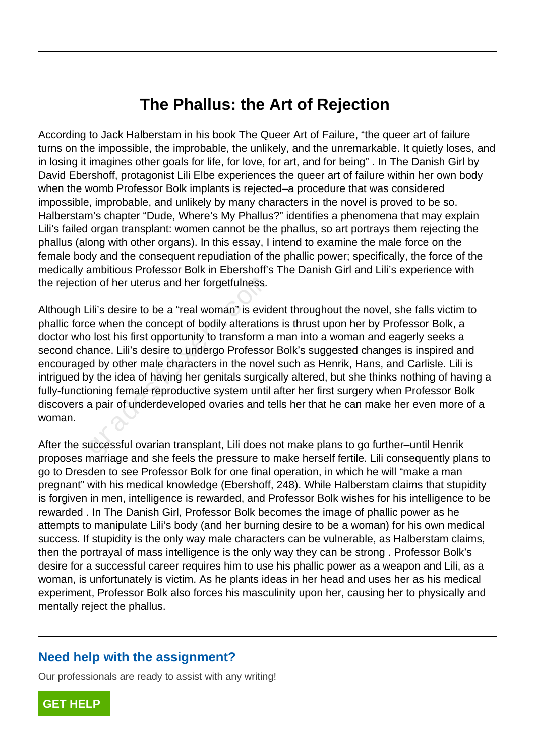# The Phallus: the Art of Rejection

According to Jack Halberstam in his book The Queer Art of Failure, "the queer art of failure turns on the impossible, the improbable, the unlikely, and the unremarkable. It quietly loses, and in losing it imagines other goals for life, for love, for art, and for being" . In The Danish Girl by David Ebershoff, protagonist Lili Elbe experiences the queer art of failure within her own body when the womb Professor Bolk implants is rejected–a procedure that was considered impossible, improbable, and unlikely by many characters in the novel is proved to be so. Halberstam's chapter "Dude, Where's My Phallus?" identifies a phenomena that may explain Lili's failed organ transplant: women cannot be the phallus, so art portrays them rejecting the phallus (along with other organs). In this essay, I intend to examine the male force on the female body and the consequent repudiation of the phallic power; specifically, the force of the medically ambitious Professor Bolk in Ebershoff's The Danish Girl and Lili's experience with the rejection of her uterus and her forgetfulness.

Although Lili's desire to be a "real woman" is evident throughout the novel, she falls victim to phallic force when the concept of bodily alterations is thrust upon her by Professor Bolk, a doctor who lost his first opportunity to transform a man into a woman and eagerly seeks a second chance. Lili's desire to undergo Professor Bolk's suggested changes is inspired and encouraged by other male characters in the novel such as Henrik, Hans, and Carlisle. Lili is intrigued by the idea of having her genitals surgically altered, but she thinks nothing of having a fully-functioning female reproductive system until after her first surgery when Professor Bolk discovers a pair of underdeveloped ovaries and tells her that he can make her even more of a woman.

After the successful ovarian transplant, Lili does not make plans to go further–until Henrik proposes marriage and she feels the pressure to make herself fertile. Lili consequently plans to go to Dresden to see Professor Bolk for one final operation, in which he will "make a man pregnant" with his medical knowledge (Ebershoff, 248). While Halberstam claims that stupidity is forgiven in men, intelligence is rewarded, and Professor Bolk wishes for his intelligence to be rewarded . In The Danish Girl, Professor Bolk becomes the image of phallic power as he attempts to manipulate Lili's body (and her burning desire to be a woman) for his own medical success. If stupidity is the only way male characters can be vulnerable, as Halberstam claims, then the portrayal of mass intelligence is the only way they can be strong . Professor Bolk's desire for a successful career requires him to use his phallic power as a weapon and Lili, as a woman, is unfortunately is victim. As he plants ideas in her head and uses her as his medical experiment, Professor Bolk also forces his masculinity upon her, causing her to physically and mentally reject the phallus.

## Need help with the assignment?

Our professionals are ready to assist with any writing!

GET HELP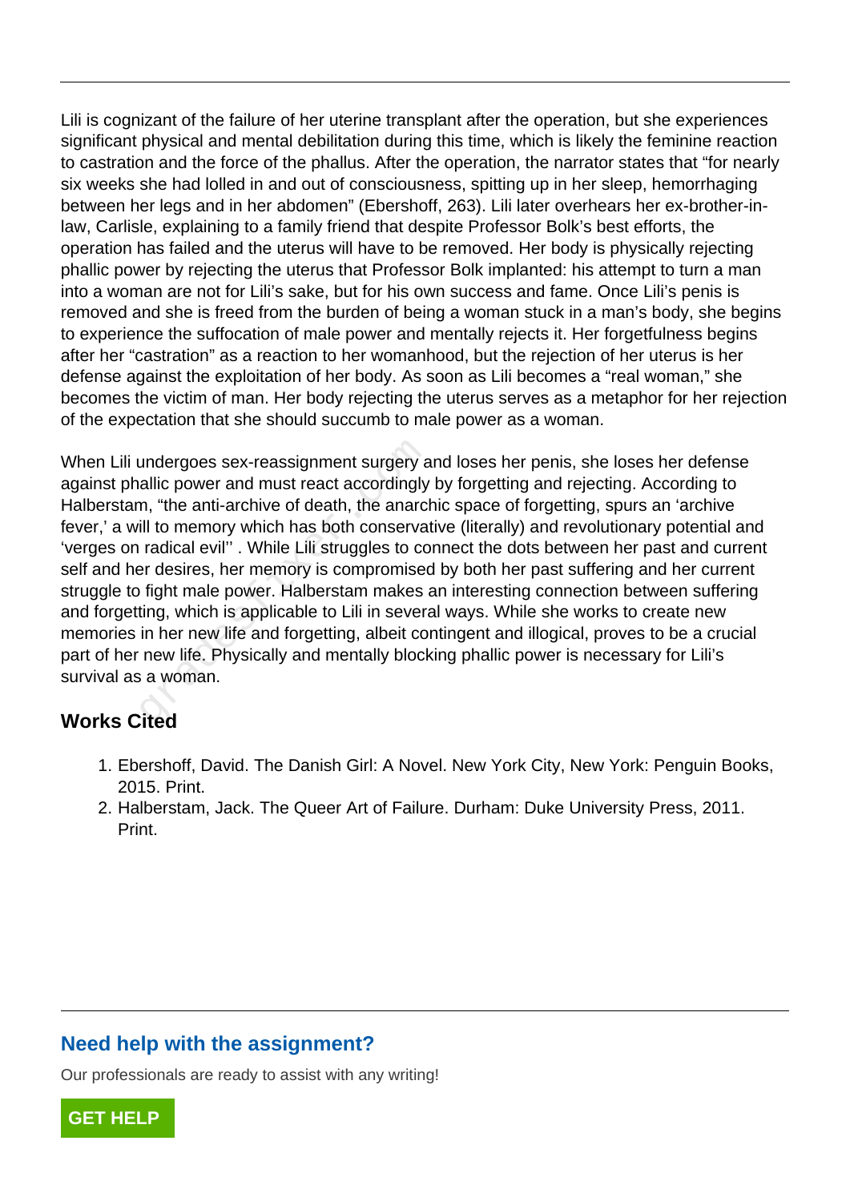Lili is cognizant of the failure of her uterine transplant after the operation, but she experiences significant physical and mental debilitation during this time, which is likely the feminine reaction to castration and the force of the phallus. After the operation, the narrator states that "for nearly six weeks she had lolled in and out of consciousness, spitting up in her sleep, hemorrhaging between her legs and in her abdomen" (Ebershoff, 263). Lili later overhears her ex-brother-in-law, Carlisle, explaining to a family friend that despite Professor Bolk's best efforts, the operation has failed and the uterus will have to be removed. Her body is physically rejecting phallic power by rejecting the uterus that Professor Bolk implanted: his attempt to turn a man into a woman are not for Lili's sake, but for his own success and fame. Once Lili's penis is removed and she is freed from the burden of being a woman stuck in a man's body, she begins to experience the suffocation of male power and mentally rejects it. Her forgetfulness begins after her "castration" as a reaction to her womanhood, but the rejection of her uterus is her defense against the exploitation of her body. As soon as Lili becomes a "real woman," she becomes the victim of man. Her body rejecting the uterus serves as a metaphor for her rejection of the expectation that she should succumb to male power as a woman.

When Lili undergoes sex-reassignment surgery and loses her penis, she loses her defense against phallic power and must react accordingly by forgetting and rejecting. According to Halberstam, "the anti-archive of death, the anarchic space of forgetting, spurs an 'archive fever,' a will to memory which has both conservative (literally) and revolutionary potential and 'verges on radical evil'' . While Lili struggles to connect the dots between her past and current self and her desires, her memory is compromised by both her past suffering and her current struggle to fight male power. Halberstam makes an interesting connection between suffering and forgetting, which is applicable to Lili in several ways. While she works to create new memories in her new life and forgetting, albeit contingent and illogical, proves to be a crucial part of her new life. Physically and mentally blocking phallic power is necessary for Lili's survival as a woman.

## Works Cited

1. Ebershoff, David. The Danish Girl: A Novel. New York City, New York: Penguin Books, 2015. Print.
2. Halberstam, Jack. The Queer Art of Failure. Durham: Duke University Press, 2011. Print.

## Need help with the assignment?

Our professionals are ready to assist with any writing!

GET HELP